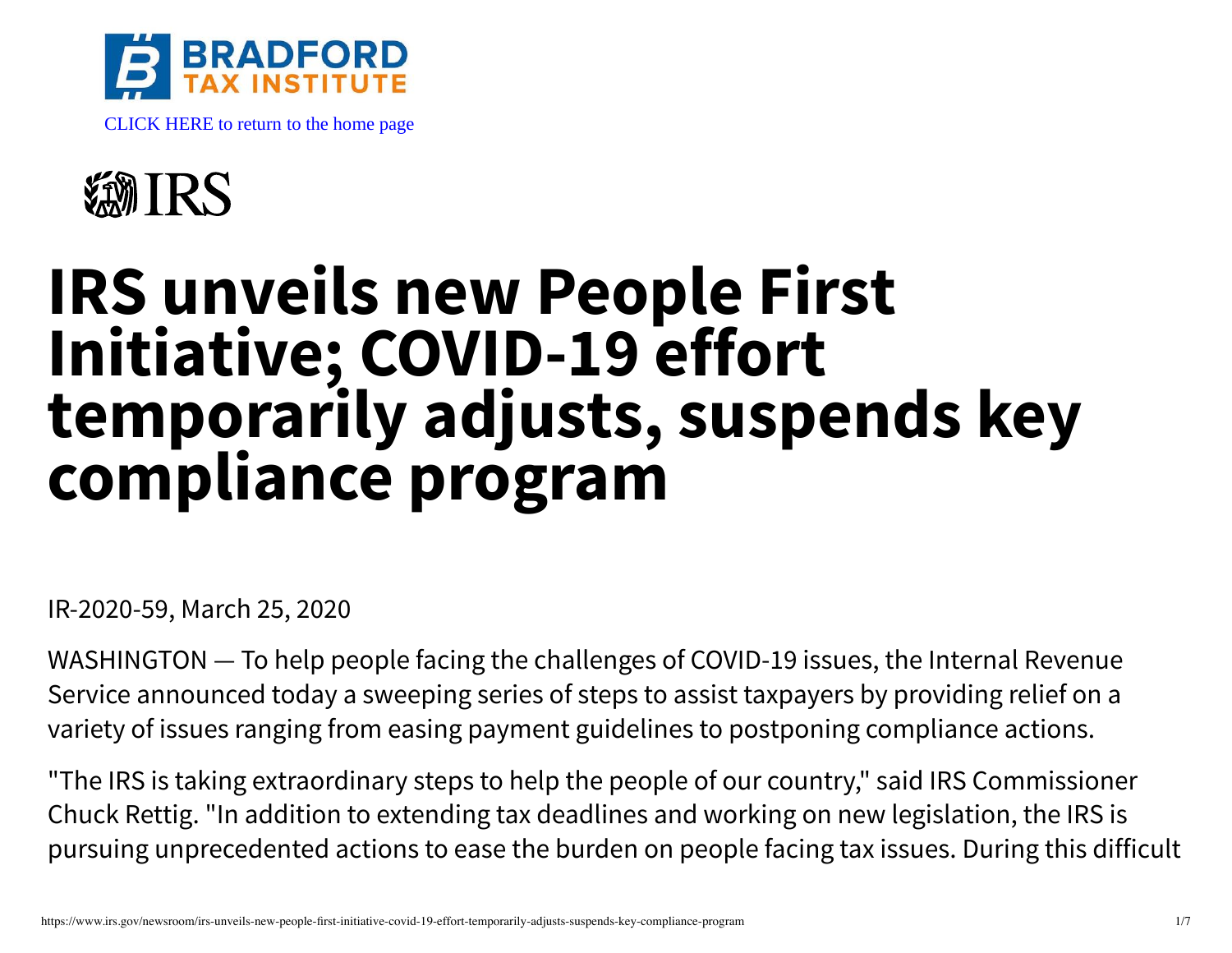BRADFORD TAX INSTITUTE

CLICK HERE to return to the home page

IRS

# IRS unveils new People First Initiative; COVID-19 effort temporarily adjusts, suspends key compliance program

IR-2020-59, March 25, 2020

WASHINGTON — To help people facing the challenges of COVID-19 issues, the Internal Revenue Service announced today a sweeping series of steps to assist taxpayers by providing relief on a variety of issues ranging from easing payment guidelines to postponing compliance actions.

"The IRS is taking extraordinary steps to help the people of our country," said IRS Commissioner Chuck Rettig. "In addition to extending tax deadlines and working on new legislation, the IRS is pursuing unprecedented actions to ease the burden on people facing tax issues. During this difficult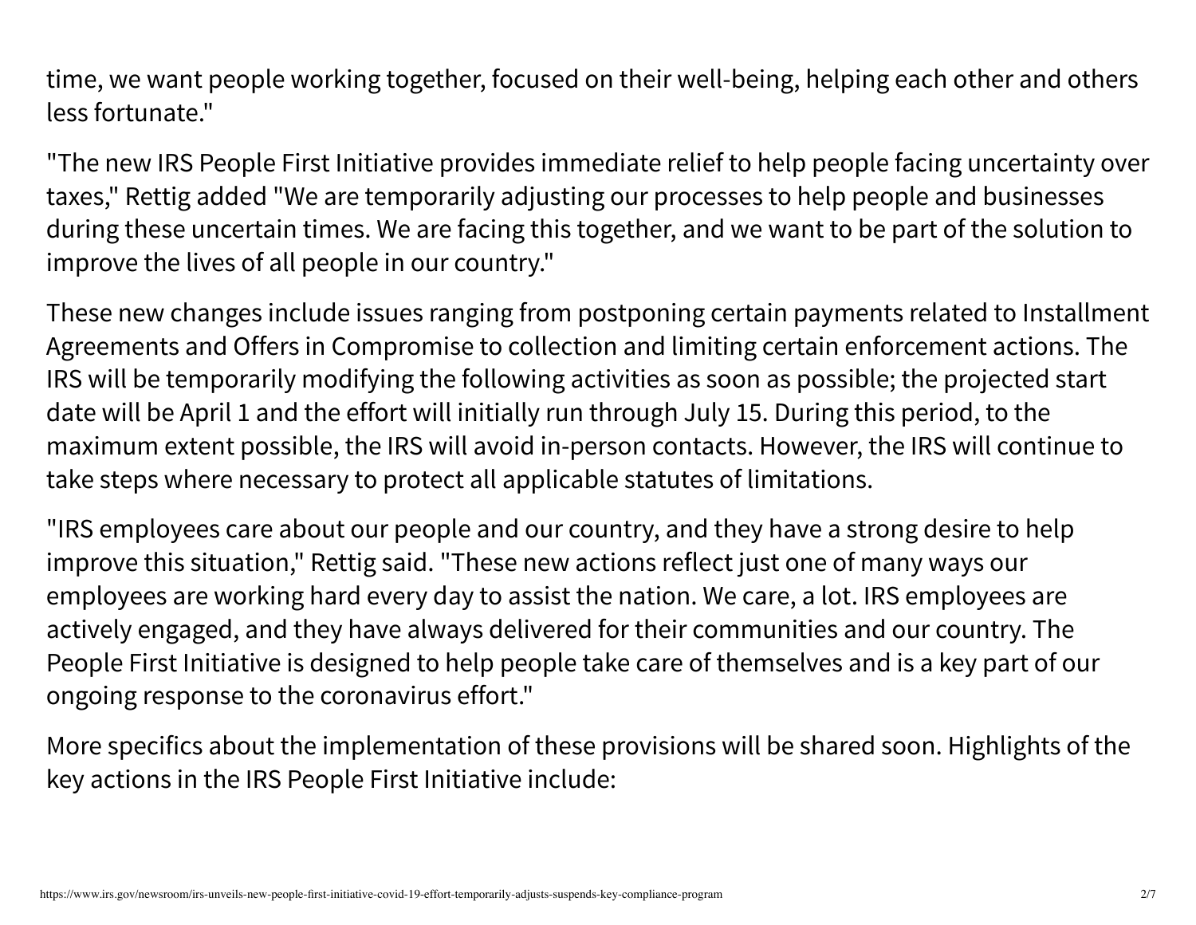time, we want people working together, focused on their well-being, helping each other and others less fortunate."

"The new IRS People First Initiative provides immediate relief to help people facing uncertainty over taxes," Rettig added "We are temporarily adjusting our processes to help people and businesses during these uncertain times. We are facing this together, and we want to be part of the solution to improve the lives of all people in our country."

These new changes include issues ranging from postponing certain payments related to Installment Agreements and Offers in Compromise to collection and limiting certain enforcement actions. The IRS will be temporarily modifying the following activities as soon as possible; the projected start date will be April 1 and the effort will initially run through July 15. During this period, to the maximum extent possible, the IRS will avoid in-person contacts. However, the IRS will continue to take steps where necessary to protect all applicable statutes of limitations.

"IRS employees care about our people and our country, and they have a strong desire to help improve this situation," Rettig said. "These new actions reflect just one of many ways our employees are working hard every day to assist the nation. We care, a lot. IRS employees are actively engaged, and they have always delivered for their communities and our country. The People First Initiative is designed to help people take care of themselves and is a key part of our ongoing response to the coronavirus effort."

More specifics about the implementation of these provisions will be shared soon. Highlights of the key actions in the IRS People First Initiative include: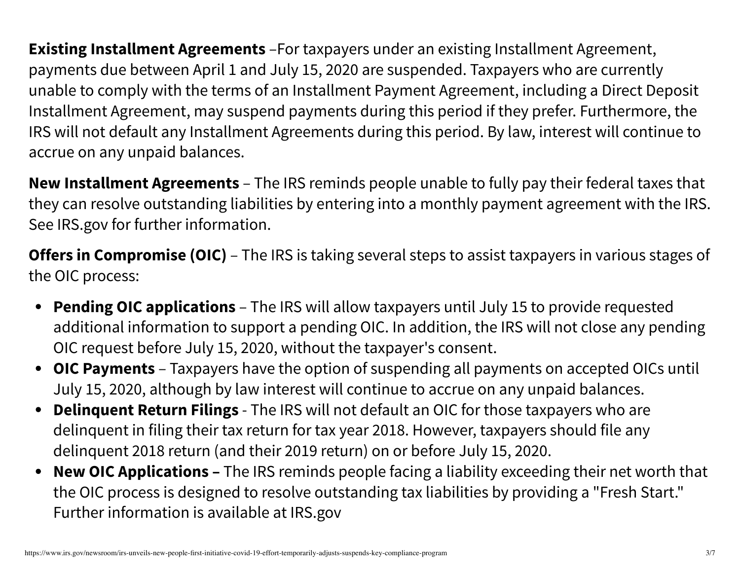**Existing Installment Agreements** –For taxpayers under an existing Installment Agreement, payments due between April 1 and July 15, 2020 are suspended. Taxpayers who are currently unable to comply with the terms of an Installment Payment Agreement, including a Direct Deposit Installment Agreement, may suspend payments during this period if they prefer. Furthermore, the IRS will not default any Installment Agreements during this period. By law, interest will continue to accrue on any unpaid balances.

**New Installment Agreements** – The IRS reminds people unable to fully pay their federal taxes that they can resolve outstanding liabilities by entering into a monthly payment agreement with the IRS. See IRS.gov for further information.

**Offers in Compromise (OIC)** – The IRS is taking several steps to assist taxpayers in various stages of the OIC process:

- **Pending OIC applications** – The IRS will allow taxpayers until July 15 to provide requested additional information to support a pending OIC. In addition, the IRS will not close any pending OIC request before July 15, 2020, without the taxpayer's consent.
- **OIC Payments** – Taxpayers have the option of suspending all payments on accepted OICs until July 15, 2020, although by law interest will continue to accrue on any unpaid balances.
- **Delinquent Return Filings** - The IRS will not default an OIC for those taxpayers who are delinquent in filing their tax return for tax year 2018. However, taxpayers should file any delinquent 2018 return (and their 2019 return) on or before July 15, 2020.
- **New OIC Applications –** The IRS reminds people facing a liability exceeding their net worth that the OIC process is designed to resolve outstanding tax liabilities by providing a "Fresh Start." Further information is available at IRS.gov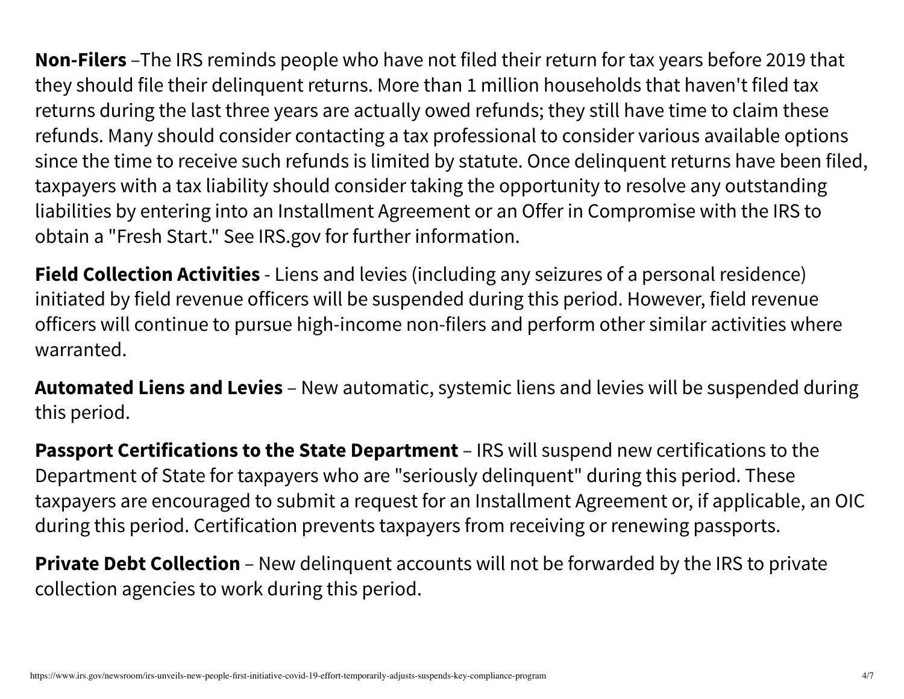**Non-Filers** –The IRS reminds people who have not filed their return for tax years before 2019 that they should file their delinquent returns. More than 1 million households that haven't filed tax returns during the last three years are actually owed refunds; they still have time to claim these refunds. Many should consider contacting a tax professional to consider various available options since the time to receive such refunds is limited by statute. Once delinquent returns have been filed, taxpayers with a tax liability should consider taking the opportunity to resolve any outstanding liabilities by entering into an Installment Agreement or an Offer in Compromise with the IRS to obtain a "Fresh Start." See IRS.gov for further information.

**Field Collection Activities** - Liens and levies (including any seizures of a personal residence) initiated by field revenue officers will be suspended during this period. However, field revenue officers will continue to pursue high-income non-filers and perform other similar activities where warranted.

**Automated Liens and Levies** – New automatic, systemic liens and levies will be suspended during this period.

**Passport Certifications to the State Department** – IRS will suspend new certifications to the Department of State for taxpayers who are "seriously delinquent" during this period. These taxpayers are encouraged to submit a request for an Installment Agreement or, if applicable, an OIC during this period. Certification prevents taxpayers from receiving or renewing passports.

**Private Debt Collection** – New delinquent accounts will not be forwarded by the IRS to private collection agencies to work during this period.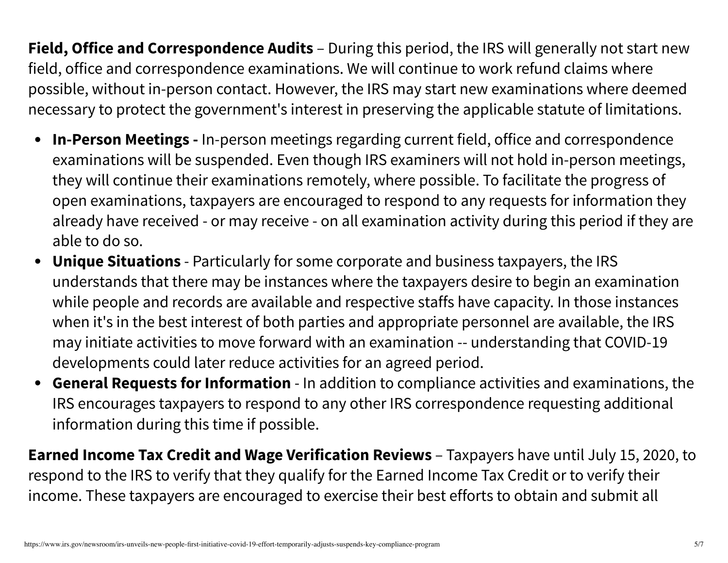**Field, Office and Correspondence Audits** – During this period, the IRS will generally not start new field, office and correspondence examinations. We will continue to work refund claims where possible, without in-person contact. However, the IRS may start new examinations where deemed necessary to protect the government's interest in preserving the applicable statute of limitations.

- **In-Person Meetings -** In-person meetings regarding current field, office and correspondence examinations will be suspended. Even though IRS examiners will not hold in-person meetings, they will continue their examinations remotely, where possible. To facilitate the progress of open examinations, taxpayers are encouraged to respond to any requests for information they already have received - or may receive - on all examination activity during this period if they are able to do so.
- **Unique Situations** - Particularly for some corporate and business taxpayers, the IRS understands that there may be instances where the taxpayers desire to begin an examination while people and records are available and respective staffs have capacity. In those instances when it's in the best interest of both parties and appropriate personnel are available, the IRS may initiate activities to move forward with an examination -- understanding that COVID-19 developments could later reduce activities for an agreed period.
- **General Requests for Information** - In addition to compliance activities and examinations, the IRS encourages taxpayers to respond to any other IRS correspondence requesting additional information during this time if possible.

**Earned Income Tax Credit and Wage Verification Reviews** – Taxpayers have until July 15, 2020, to respond to the IRS to verify that they qualify for the Earned Income Tax Credit or to verify their income. These taxpayers are encouraged to exercise their best efforts to obtain and submit all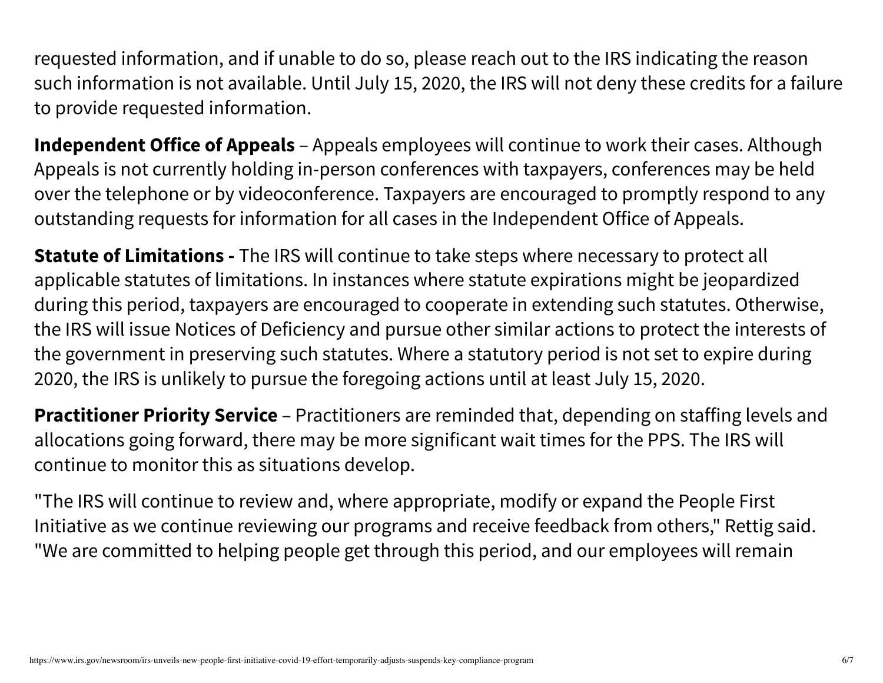requested information, and if unable to do so, please reach out to the IRS indicating the reason such information is not available. Until July 15, 2020, the IRS will not deny these credits for a failure to provide requested information.

**Independent Office of Appeals** – Appeals employees will continue to work their cases. Although Appeals is not currently holding in-person conferences with taxpayers, conferences may be held over the telephone or by videoconference. Taxpayers are encouraged to promptly respond to any outstanding requests for information for all cases in the Independent Office of Appeals.

**Statute of Limitations -** The IRS will continue to take steps where necessary to protect all applicable statutes of limitations. In instances where statute expirations might be jeopardized during this period, taxpayers are encouraged to cooperate in extending such statutes. Otherwise, the IRS will issue Notices of Deficiency and pursue other similar actions to protect the interests of the government in preserving such statutes. Where a statutory period is not set to expire during 2020, the IRS is unlikely to pursue the foregoing actions until at least July 15, 2020.

**Practitioner Priority Service** – Practitioners are reminded that, depending on staffing levels and allocations going forward, there may be more significant wait times for the PPS. The IRS will continue to monitor this as situations develop.

"The IRS will continue to review and, where appropriate, modify or expand the People First Initiative as we continue reviewing our programs and receive feedback from others," Rettig said. "We are committed to helping people get through this period, and our employees will remain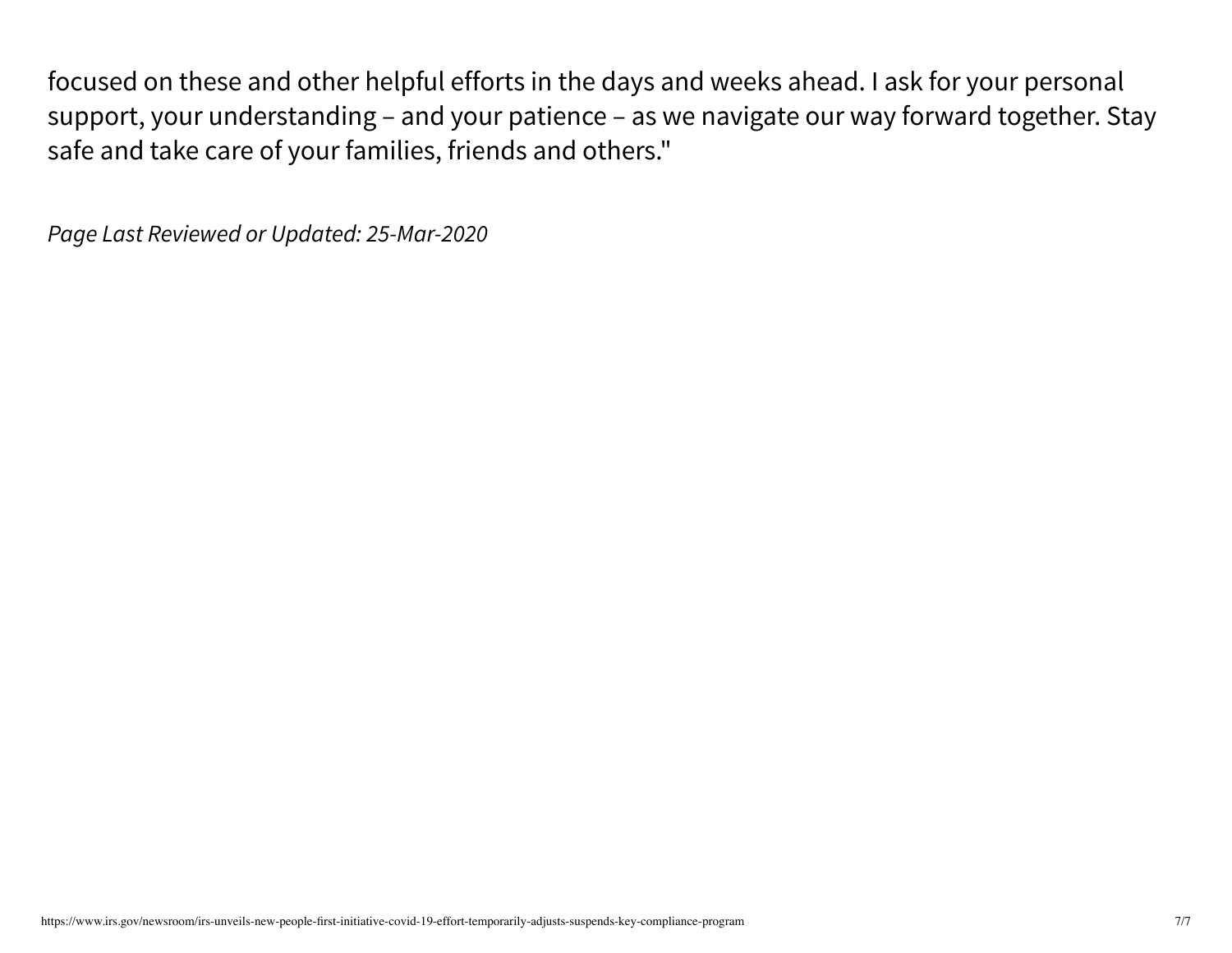focused on these and other helpful efforts in the days and weeks ahead. I ask for your personal support, your understanding – and your patience – as we navigate our way forward together. Stay safe and take care of your families, friends and others."

*Page Last Reviewed or Updated: 25-Mar-2020*